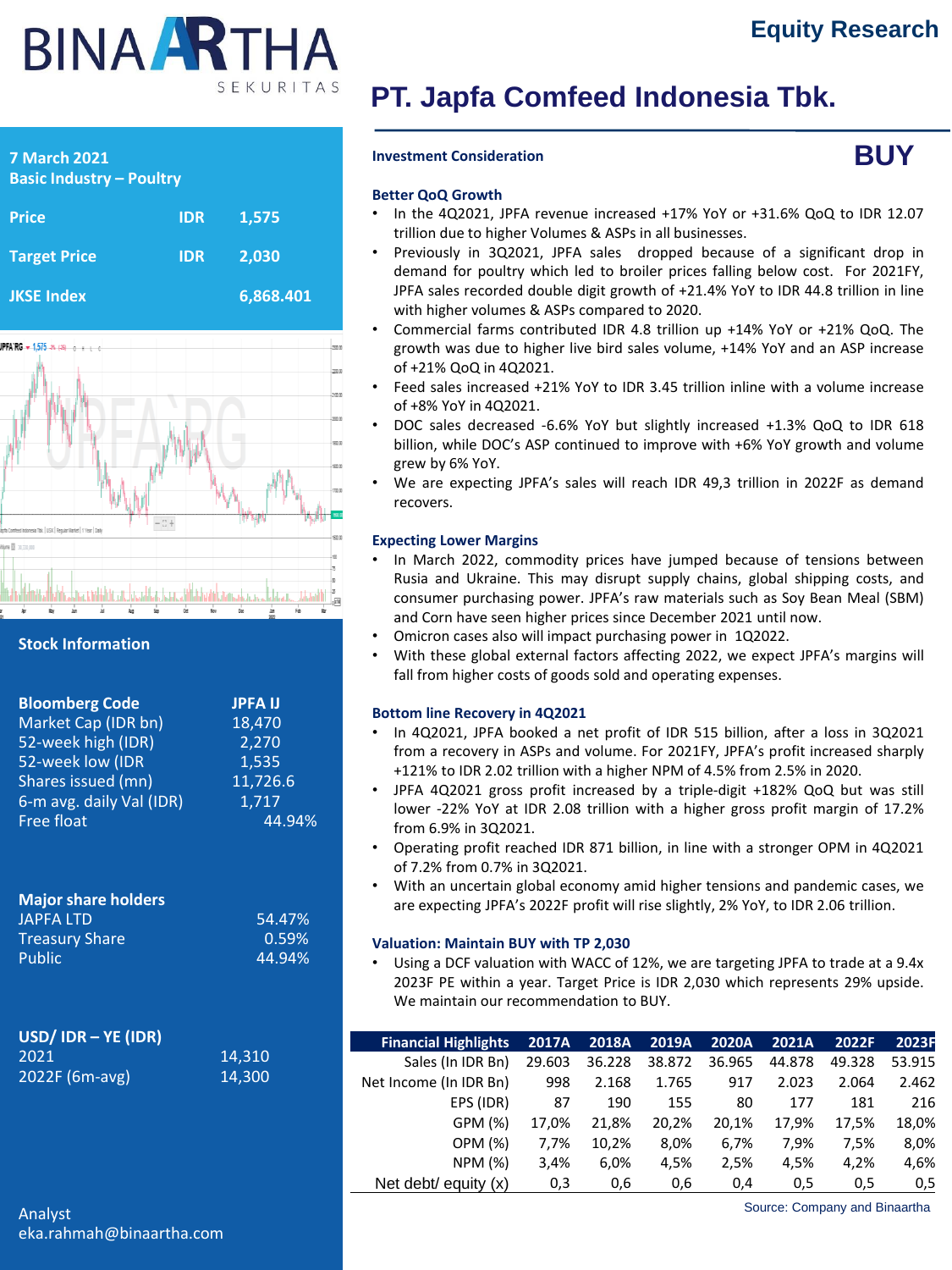# PT. Japfa Comfeed Indonesia Tbk.

Equity Research

**7 March 2021**
**Basic Industry – Poultry**

| | | |
|---|---|---|
| **Price** | **IDR** | **1,575** |
| **Target Price** | **IDR** | **2,030** |
| **JKSE Index** | | **6,868.401** |

JPFA RG 1,575

### Stock Information

| | |
|---|---|
| **Bloomberg Code** | **JPFA IJ** |
| Market Cap (IDR bn) | 18,470 |
| 52-week high (IDR) | 2,270 |
| 52-week low (IDR | 1,535 |
| Shares issued (mn) | 11,726.6 |
| 6-m avg. daily Val (IDR) | 1,717 |
| Free float | 44.94% |

| | |
|---|---|
| **Major share holders** | |
| JAPFA LTD | 54.47% |
| Treasury Share | 0.59% |
| Public | 44.94% |

| | |
|---|---|
| **USD/ IDR – YE (IDR)** | |
| 2021 | 14,310 |
| 2022F (6m-avg) | 14,300 |

Analyst
eka.rahmah@binaartha.com

## Investment Consideration

**BUY**

### Better QoQ Growth

- In the 4Q2021, JPFA revenue increased +17% YoY or +31.6% QoQ to IDR 12.07 trillion due to higher Volumes & ASPs in all businesses.
- Previously in 3Q2021, JPFA sales dropped because of a significant drop in demand for poultry which led to broiler prices falling below cost. For 2021FY, JPFA sales recorded double digit growth of +21.4% YoY to IDR 44.8 trillion in line with higher volumes & ASPs compared to 2020.
- Commercial farms contributed IDR 4.8 trillion up +14% YoY or +21% QoQ. The growth was due to higher live bird sales volume, +14% YoY and an ASP increase of +21% QoQ in 4Q2021.
- Feed sales increased +21% YoY to IDR 3.45 trillion inline with a volume increase of +8% YoY in 4Q2021.
- DOC sales decreased -6.6% YoY but slightly increased +1.3% QoQ to IDR 618 billion, while DOC's ASP continued to improve with +6% YoY growth and volume grew by 6% YoY.
- We are expecting JPFA's sales will reach IDR 49,3 trillion in 2022F as demand recovers.

### Expecting Lower Margins

- In March 2022, commodity prices have jumped because of tensions between Rusia and Ukraine. This may disrupt supply chains, global shipping costs, and consumer purchasing power. JPFA's raw materials such as Soy Bean Meal (SBM) and Corn have seen higher prices since December 2021 until now.
- Omicron cases also will impact purchasing power in 1Q2022.
- With these global external factors affecting 2022, we expect JPFA's margins will fall from higher costs of goods sold and operating expenses.

### Bottom line Recovery in 4Q2021

- In 4Q2021, JPFA booked a net profit of IDR 515 billion, after a loss in 3Q2021 from a recovery in ASPs and volume. For 2021FY, JPFA's profit increased sharply +121% to IDR 2.02 trillion with a higher NPM of 4.5% from 2.5% in 2020.
- JPFA 4Q2021 gross profit increased by a triple-digit +182% QoQ but was still lower -22% YoY at IDR 2.08 trillion with a higher gross profit margin of 17.2% from 6.9% in 3Q2021.
- Operating profit reached IDR 871 billion, in line with a stronger OPM in 4Q2021 of 7.2% from 0.7% in 3Q2021.
- With an uncertain global economy amid higher tensions and pandemic cases, we are expecting JPFA's 2022F profit will rise slightly, 2% YoY, to IDR 2.06 trillion.

### Valuation: Maintain BUY with TP 2,030

- Using a DCF valuation with WACC of 12%, we are targeting JPFA to trade at a 9.4x 2023F PE within a year. Target Price is IDR 2,030 which represents 29% upside. We maintain our recommendation to BUY.

| Financial Highlights | 2017A | 2018A | 2019A | 2020A | 2021A | 2022F | 2023F |
|---|---|---|---|---|---|---|---|
| Sales (In IDR Bn) | 29.603 | 36.228 | 38.872 | 36.965 | 44.878 | 49.328 | 53.915 |
| Net Income (In IDR Bn) | 998 | 2.168 | 1.765 | 917 | 2.023 | 2.064 | 2.462 |
| EPS (IDR) | 87 | 190 | 155 | 80 | 177 | 181 | 216 |
| GPM (%) | 17,0% | 21,8% | 20,2% | 20,1% | 17,9% | 17,5% | 18,0% |
| OPM (%) | 7,7% | 10,2% | 8,0% | 6,7% | 7,9% | 7,5% | 8,0% |
| NPM (%) | 3,4% | 6,0% | 4,5% | 2,5% | 4,5% | 4,2% | 4,6% |
| Net debt/ equity (x) | 0,3 | 0,6 | 0,6 | 0,4 | 0,5 | 0,5 | 0,5 |

Source: Company and Binaartha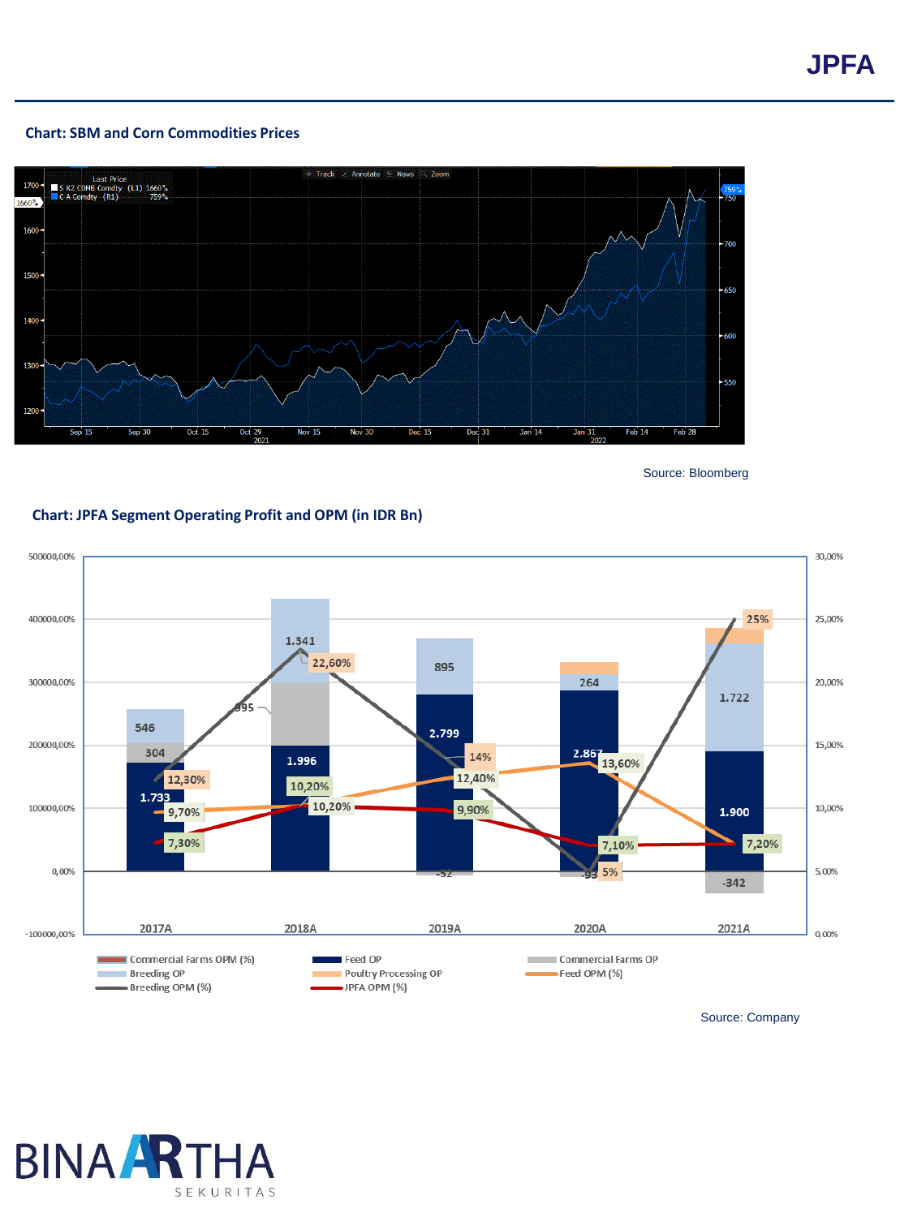### Chart: SBM and Corn Commodities Prices

Last Price
S K2 COMB Comdty (L1) 1660¾
C A Comdty (R1) 759¾

Track Annotate News Zoom

1700
1660¾
1600
1500
1400
1300
1200

759¾
750
700
650
600
550

Sep 15 Sep 30 Oct 15 Oct 29 Nov 15 Nov 30 Dec 15 Dec 31 Jan 14 Jan 31 Feb 14 Feb 28
2021 2022

Source: Bloomberg

### Chart: JPFA Segment Operating Profit and OPM (in IDR Bn)

500000,00%
400000,00%
300000,00%
200000,00%
100000,00%
0,00%
-100000,00%

30,00%
25,00%
20,00%
15,00%
10,00%
5,00%
0,00%

2017A: 546, 304, 1.733, 12,30%, 9,70%, 7,30%
2018A: 1.341, 995, 1.996, 22,60%, 10,20%, 10,20%
2019A: 895, 2.799, -52, 14%, 12,40%, 9,90%
2020A: 264, 2.867, -93, 13,60%, 7,10%, 5%
2021A: 1.722, 1.900, -342, 25%, 7,20%

Commercial Farms OPM (%) Feed OP Commercial Farms OP
Breeding OP Poultry Processing OP Feed OPM (%)
Breeding OPM (%) JPFA OPM (%)

Source: Company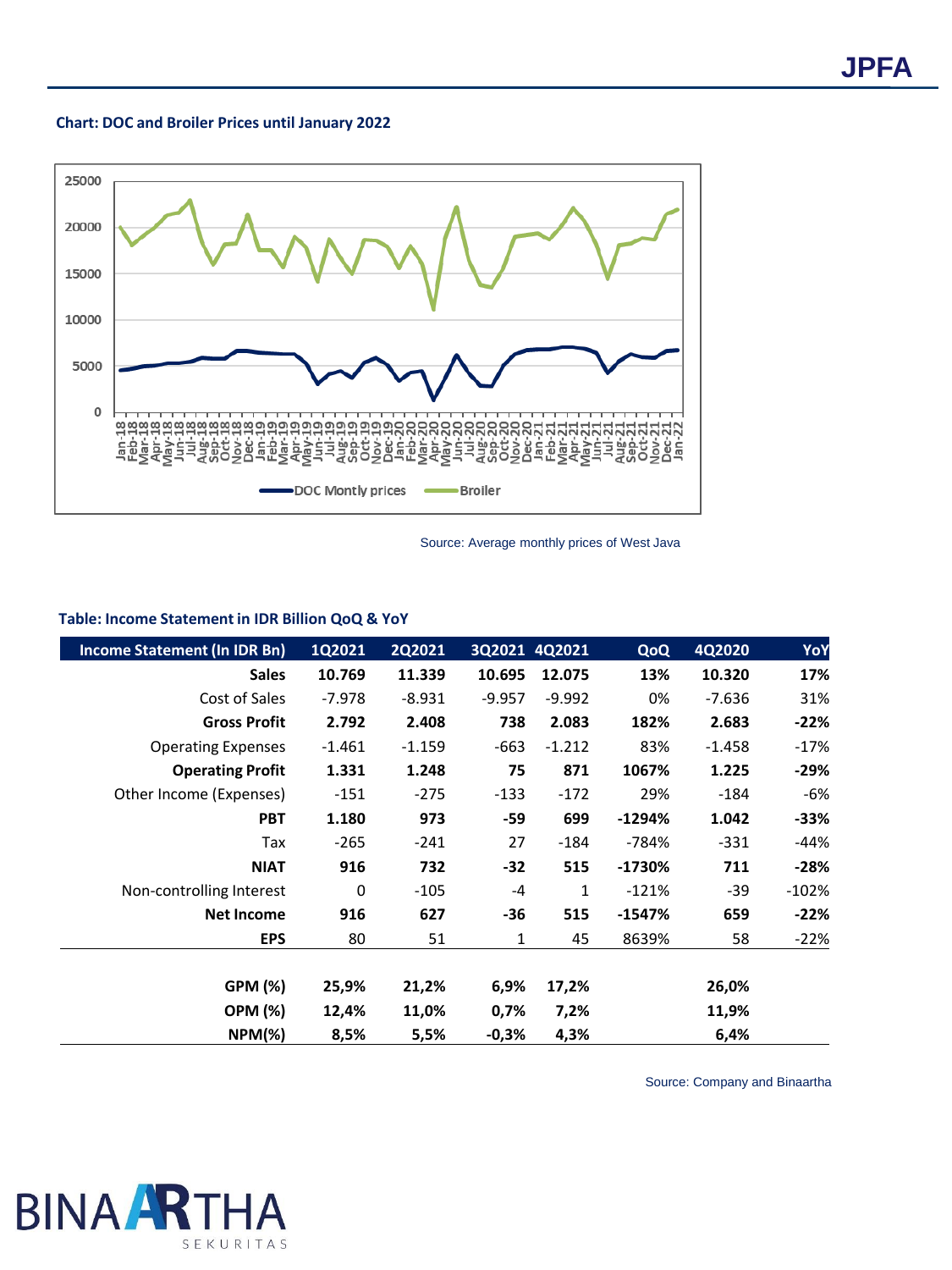**Chart: DOC and Broiler Prices until January 2022**

25000
20000
15000
10000
5000
0

Jan-18, Feb-18, Mar-18, Apr-18, May-18, Jun-18, Jul-18, Aug-18, Sep-18, Oct-18, Nov-18, Dec-18, Jan-19, Feb-19, Mar-19, Apr-19, May-19, Jun-19, Jul-19, Aug-19, Sep-19, Oct-19, Nov-19, Dec-19, Jan-20, Feb-20, Mar-20, Apr-20, May-20, Jun-20, Jul-20, Aug-20, Sep-20, Oct-20, Nov-20, Dec-20, Jan-21, Feb-21, Mar-21, Apr-21, May-21, Jun-21, Jul-21, Aug-21, Sep-21, Oct-21, Nov-21, Dec-21, Jan-22

DOC Montly prices — Broiler

Source: Average monthly prices of West Java

**Table: Income Statement in IDR Billion QoQ & YoY**

| Income Statement (In IDR Bn) | 1Q2021 | 2Q2021 | 3Q2021 | 4Q2021 | QoQ | 4Q2020 | YoY |
|---|---|---|---|---|---|---|---|
| **Sales** | **10.769** | **11.339** | **10.695** | **12.075** | **13%** | **10.320** | **17%** |
| Cost of Sales | -7.978 | -8.931 | -9.957 | -9.992 | 0% | -7.636 | 31% |
| **Gross Profit** | **2.792** | **2.408** | **738** | **2.083** | **182%** | **2.683** | **-22%** |
| Operating Expenses | -1.461 | -1.159 | -663 | -1.212 | 83% | -1.458 | -17% |
| **Operating Profit** | **1.331** | **1.248** | **75** | **871** | **1067%** | **1.225** | **-29%** |
| Other Income (Expenses) | -151 | -275 | -133 | -172 | 29% | -184 | -6% |
| **PBT** | **1.180** | **973** | **-59** | **699** | **-1294%** | **1.042** | **-33%** |
| Tax | -265 | -241 | 27 | -184 | -784% | -331 | -44% |
| **NIAT** | **916** | **732** | **-32** | **515** | **-1730%** | **711** | **-28%** |
| Non-controlling Interest | 0 | -105 | -4 | 1 | -121% | -39 | -102% |
| **Net Income** | **916** | **627** | **-36** | **515** | **-1547%** | **659** | **-22%** |
| **EPS** | 80 | 51 | 1 | 45 | 8639% | 58 | -22% |
| | | | | | | | |
| **GPM (%)** | **25,9%** | **21,2%** | **6,9%** | **17,2%** | | **26,0%** | |
| **OPM (%)** | **12,4%** | **11,0%** | **0,7%** | **7,2%** | | **11,9%** | |
| **NPM(%)** | **8,5%** | **5,5%** | **-0,3%** | **4,3%** | | **6,4%** | |

Source: Company and Binaartha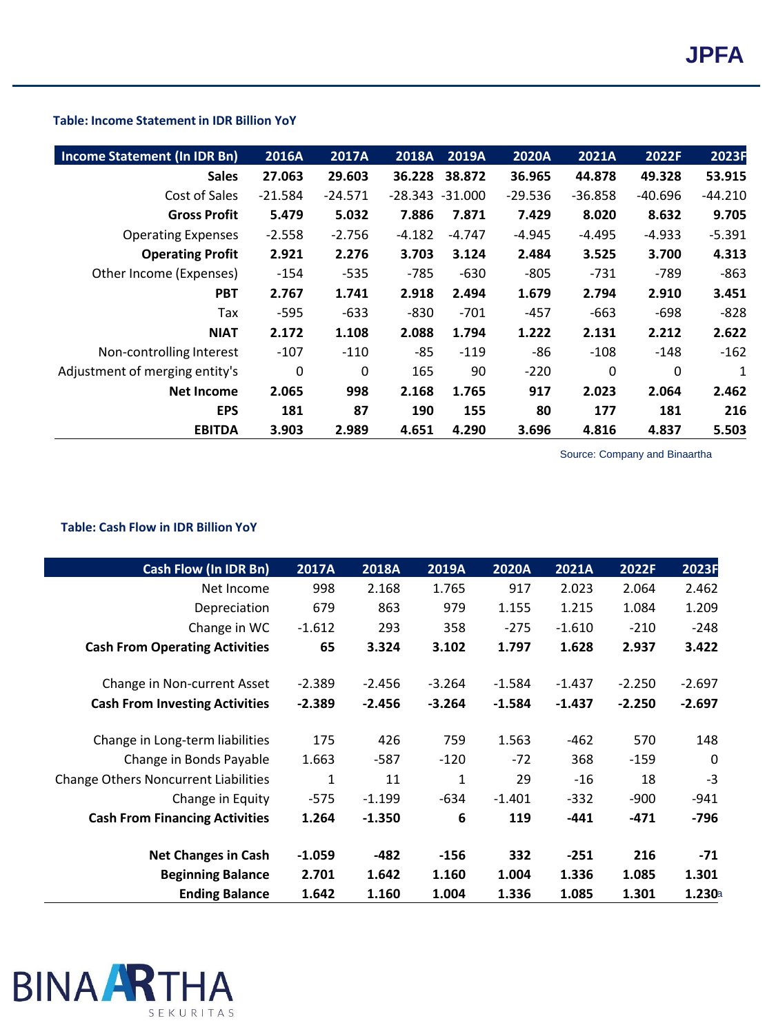**Table: Income Statement in IDR Billion YoY**

| Income Statement (In IDR Bn) | 2016A | 2017A | 2018A | 2019A | 2020A | 2021A | 2022F | 2023F |
|---|---|---|---|---|---|---|---|---|
| **Sales** | **27.063** | **29.603** | **36.228** | **38.872** | **36.965** | **44.878** | **49.328** | **53.915** |
| Cost of Sales | -21.584 | -24.571 | -28.343 | -31.000 | -29.536 | -36.858 | -40.696 | -44.210 |
| **Gross Profit** | **5.479** | **5.032** | **7.886** | **7.871** | **7.429** | **8.020** | **8.632** | **9.705** |
| Operating Expenses | -2.558 | -2.756 | -4.182 | -4.747 | -4.945 | -4.495 | -4.933 | -5.391 |
| **Operating Profit** | **2.921** | **2.276** | **3.703** | **3.124** | **2.484** | **3.525** | **3.700** | **4.313** |
| Other Income (Expenses) | -154 | -535 | -785 | -630 | -805 | -731 | -789 | -863 |
| **PBT** | **2.767** | **1.741** | **2.918** | **2.494** | **1.679** | **2.794** | **2.910** | **3.451** |
| Tax | -595 | -633 | -830 | -701 | -457 | -663 | -698 | -828 |
| **NIAT** | **2.172** | **1.108** | **2.088** | **1.794** | **1.222** | **2.131** | **2.212** | **2.622** |
| Non-controlling Interest | -107 | -110 | -85 | -119 | -86 | -108 | -148 | -162 |
| Adjustment of merging entity's | 0 | 0 | 165 | 90 | -220 | 0 | 0 | 1 |
| **Net Income** | **2.065** | **998** | **2.168** | **1.765** | **917** | **2.023** | **2.064** | **2.462** |
| **EPS** | **181** | **87** | **190** | **155** | **80** | **177** | **181** | **216** |
| **EBITDA** | **3.903** | **2.989** | **4.651** | **4.290** | **3.696** | **4.816** | **4.837** | **5.503** |

Source: Company and Binaartha

**Table: Cash Flow in IDR Billion YoY**

| Cash Flow (In IDR Bn) | 2017A | 2018A | 2019A | 2020A | 2021A | 2022F | 2023F |
|---|---|---|---|---|---|---|---|
| Net Income | 998 | 2.168 | 1.765 | 917 | 2.023 | 2.064 | 2.462 |
| Depreciation | 679 | 863 | 979 | 1.155 | 1.215 | 1.084 | 1.209 |
| Change in WC | -1.612 | 293 | 358 | -275 | -1.610 | -210 | -248 |
| **Cash From Operating Activities** | **65** | **3.324** | **3.102** | **1.797** | **1.628** | **2.937** | **3.422** |
| Change in Non-current Asset | -2.389 | -2.456 | -3.264 | -1.584 | -1.437 | -2.250 | -2.697 |
| **Cash From Investing Activities** | **-2.389** | **-2.456** | **-3.264** | **-1.584** | **-1.437** | **-2.250** | **-2.697** |
| Change in Long-term liabilities | 175 | 426 | 759 | 1.563 | -462 | 570 | 148 |
| Change in Bonds Payable | 1.663 | -587 | -120 | -72 | 368 | -159 | 0 |
| Change Others Noncurrent Liabilities | 1 | 11 | 1 | 29 | -16 | 18 | -3 |
| Change in Equity | -575 | -1.199 | -634 | -1.401 | -332 | -900 | -941 |
| **Cash From Financing Activities** | **1.264** | **-1.350** | **6** | **119** | **-441** | **-471** | **-796** |
| **Net Changes in Cash** | **-1.059** | **-482** | **-156** | **332** | **-251** | **216** | **-71** |
| **Beginning Balance** | **2.701** | **1.642** | **1.160** | **1.004** | **1.336** | **1.085** | **1.301** |
| **Ending Balance** | **1.642** | **1.160** | **1.004** | **1.336** | **1.085** | **1.301** | **1.230** |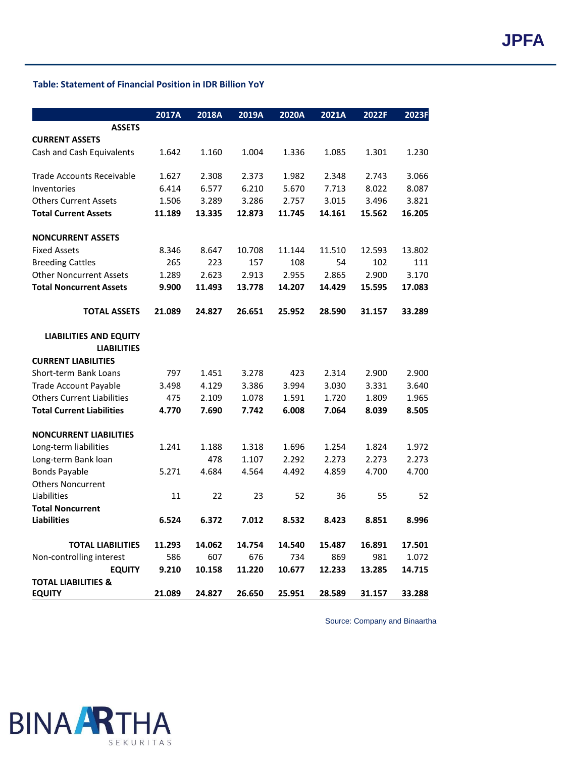**Table: Statement of Financial Position in IDR Billion YoY**

| | 2017A | 2018A | 2019A | 2020A | 2021A | 2022F | 2023F |
|---|---|---|---|---|---|---|---|
| **ASSETS** | | | | | | | |
| **CURRENT ASSETS** | | | | | | | |
| Cash and Cash Equivalents | 1.642 | 1.160 | 1.004 | 1.336 | 1.085 | 1.301 | 1.230 |
| Trade Accounts Receivable | 1.627 | 2.308 | 2.373 | 1.982 | 2.348 | 2.743 | 3.066 |
| Inventories | 6.414 | 6.577 | 6.210 | 5.670 | 7.713 | 8.022 | 8.087 |
| Others Current Assets | 1.506 | 3.289 | 3.286 | 2.757 | 3.015 | 3.496 | 3.821 |
| **Total Current Assets** | **11.189** | **13.335** | **12.873** | **11.745** | **14.161** | **15.562** | **16.205** |
| **NONCURRENT ASSETS** | | | | | | | |
| Fixed Assets | 8.346 | 8.647 | 10.708 | 11.144 | 11.510 | 12.593 | 13.802 |
| Breeding Cattles | 265 | 223 | 157 | 108 | 54 | 102 | 111 |
| Other Noncurrent Assets | 1.289 | 2.623 | 2.913 | 2.955 | 2.865 | 2.900 | 3.170 |
| **Total Noncurrent Assets** | **9.900** | **11.493** | **13.778** | **14.207** | **14.429** | **15.595** | **17.083** |
| **TOTAL ASSETS** | **21.089** | **24.827** | **26.651** | **25.952** | **28.590** | **31.157** | **33.289** |
| **LIABILITIES AND EQUITY** | | | | | | | |
| **LIABILITIES** | | | | | | | |
| **CURRENT LIABILITIES** | | | | | | | |
| Short-term Bank Loans | 797 | 1.451 | 3.278 | 423 | 2.314 | 2.900 | 2.900 |
| Trade Account Payable | 3.498 | 4.129 | 3.386 | 3.994 | 3.030 | 3.331 | 3.640 |
| Others Current Liabilities | 475 | 2.109 | 1.078 | 1.591 | 1.720 | 1.809 | 1.965 |
| **Total Current Liabilities** | **4.770** | **7.690** | **7.742** | **6.008** | **7.064** | **8.039** | **8.505** |
| **NONCURRENT LIABILITIES** | | | | | | | |
| Long-term liabilities | 1.241 | 1.188 | 1.318 | 1.696 | 1.254 | 1.824 | 1.972 |
| Long-term Bank loan | | 478 | 1.107 | 2.292 | 2.273 | 2.273 | 2.273 |
| Bonds Payable | 5.271 | 4.684 | 4.564 | 4.492 | 4.859 | 4.700 | 4.700 |
| Others Noncurrent Liabilities | 11 | 22 | 23 | 52 | 36 | 55 | 52 |
| **Total Noncurrent Liabilities** | **6.524** | **6.372** | **7.012** | **8.532** | **8.423** | **8.851** | **8.996** |
| **TOTAL LIABILITIES** | **11.293** | **14.062** | **14.754** | **14.540** | **15.487** | **16.891** | **17.501** |
| Non-controlling interest | 586 | 607 | 676 | 734 | 869 | 981 | 1.072 |
| **EQUITY** | **9.210** | **10.158** | **11.220** | **10.677** | **12.233** | **13.285** | **14.715** |
| **TOTAL LIABILITIES & EQUITY** | **21.089** | **24.827** | **26.650** | **25.951** | **28.589** | **31.157** | **33.288** |

Source: Company and Binaartha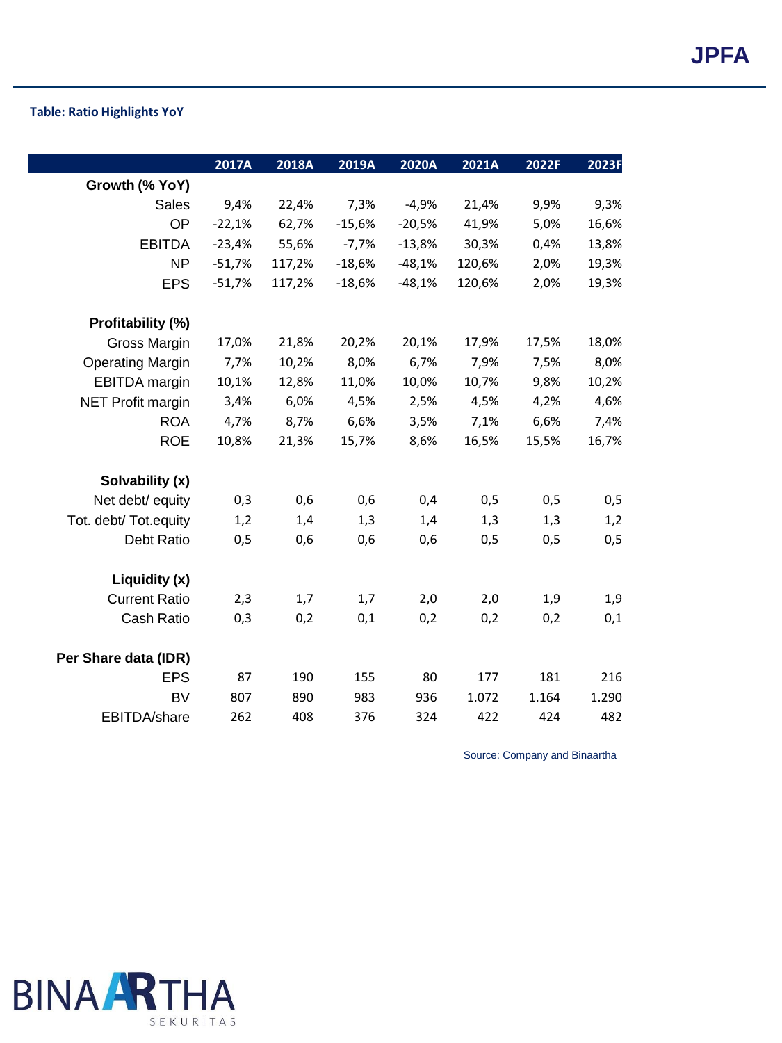**Table: Ratio Highlights YoY**

| | 2017A | 2018A | 2019A | 2020A | 2021A | 2022F | 2023F |
|---|---|---|---|---|---|---|---|
| **Growth (% YoY)** | | | | | | | |
| Sales | 9,4% | 22,4% | 7,3% | -4,9% | 21,4% | 9,9% | 9,3% |
| OP | -22,1% | 62,7% | -15,6% | -20,5% | 41,9% | 5,0% | 16,6% |
| EBITDA | -23,4% | 55,6% | -7,7% | -13,8% | 30,3% | 0,4% | 13,8% |
| NP | -51,7% | 117,2% | -18,6% | -48,1% | 120,6% | 2,0% | 19,3% |
| EPS | -51,7% | 117,2% | -18,6% | -48,1% | 120,6% | 2,0% | 19,3% |
| | | | | | | | |
| **Profitability (%)** | | | | | | | |
| Gross Margin | 17,0% | 21,8% | 20,2% | 20,1% | 17,9% | 17,5% | 18,0% |
| Operating Margin | 7,7% | 10,2% | 8,0% | 6,7% | 7,9% | 7,5% | 8,0% |
| EBITDA margin | 10,1% | 12,8% | 11,0% | 10,0% | 10,7% | 9,8% | 10,2% |
| NET Profit margin | 3,4% | 6,0% | 4,5% | 2,5% | 4,5% | 4,2% | 4,6% |
| ROA | 4,7% | 8,7% | 6,6% | 3,5% | 7,1% | 6,6% | 7,4% |
| ROE | 10,8% | 21,3% | 15,7% | 8,6% | 16,5% | 15,5% | 16,7% |
| | | | | | | | |
| **Solvability (x)** | | | | | | | |
| Net debt/ equity | 0,3 | 0,6 | 0,6 | 0,4 | 0,5 | 0,5 | 0,5 |
| Tot. debt/ Tot.equity | 1,2 | 1,4 | 1,3 | 1,4 | 1,3 | 1,3 | 1,2 |
| Debt Ratio | 0,5 | 0,6 | 0,6 | 0,6 | 0,5 | 0,5 | 0,5 |
| | | | | | | | |
| **Liquidity (x)** | | | | | | | |
| Current Ratio | 2,3 | 1,7 | 1,7 | 2,0 | 2,0 | 1,9 | 1,9 |
| Cash Ratio | 0,3 | 0,2 | 0,1 | 0,2 | 0,2 | 0,2 | 0,1 |
| | | | | | | | |
| **Per Share data (IDR)** | | | | | | | |
| EPS | 87 | 190 | 155 | 80 | 177 | 181 | 216 |
| BV | 807 | 890 | 983 | 936 | 1.072 | 1.164 | 1.290 |
| EBITDA/share | 262 | 408 | 376 | 324 | 422 | 424 | 482 |

Source: Company and Binaartha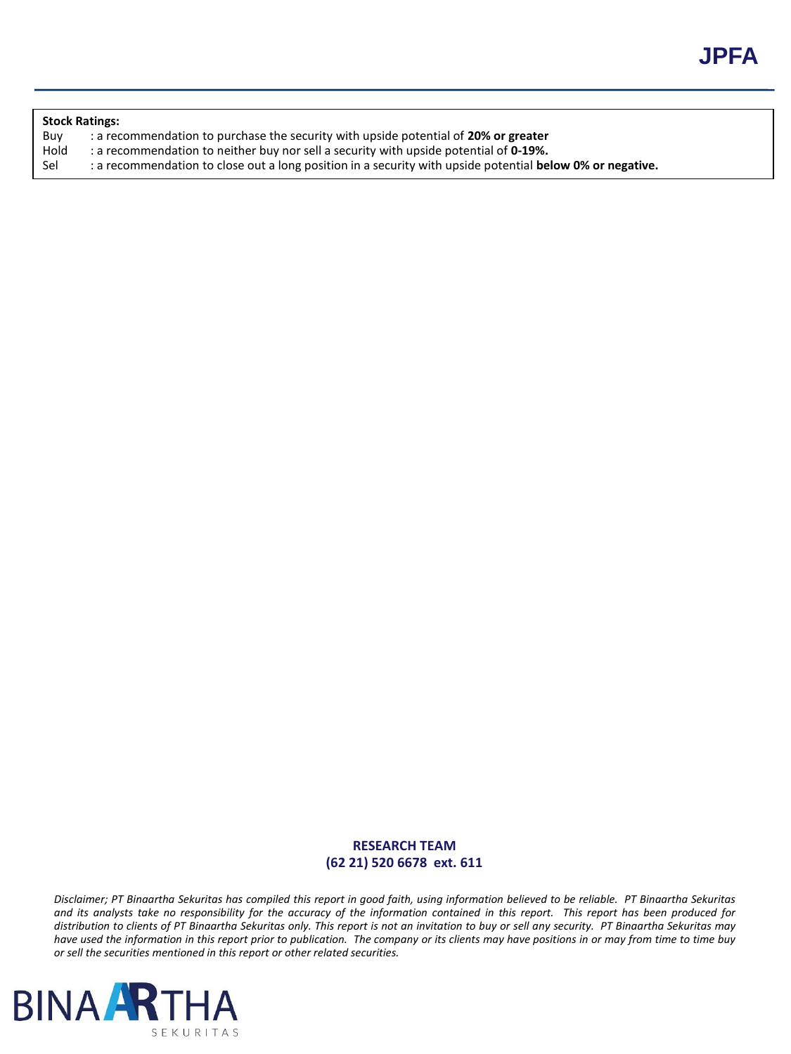**Stock Ratings:**

| | |
|---|---|
| Buy | : a recommendation to purchase the security with upside potential of **20% or greater** |
| Hold | : a recommendation to neither buy nor sell a security with upside potential of **0-19%.** |
| Sel | : a recommendation to close out a long position in a security with upside potential **below 0% or negative.** |

**RESEARCH TEAM**
**(62 21) 520 6678 ext. 611**

*Disclaimer; PT Binaartha Sekuritas has compiled this report in good faith, using information believed to be reliable. PT Binaartha Sekuritas and its analysts take no responsibility for the accuracy of the information contained in this report. This report has been produced for distribution to clients of PT Binaartha Sekuritas only. This report is not an invitation to buy or sell any security. PT Binaartha Sekuritas may have used the information in this report prior to publication. The company or its clients may have positions in or may from time to time buy or sell the securities mentioned in this report or other related securities.*

BINAARTHA SEKURITAS